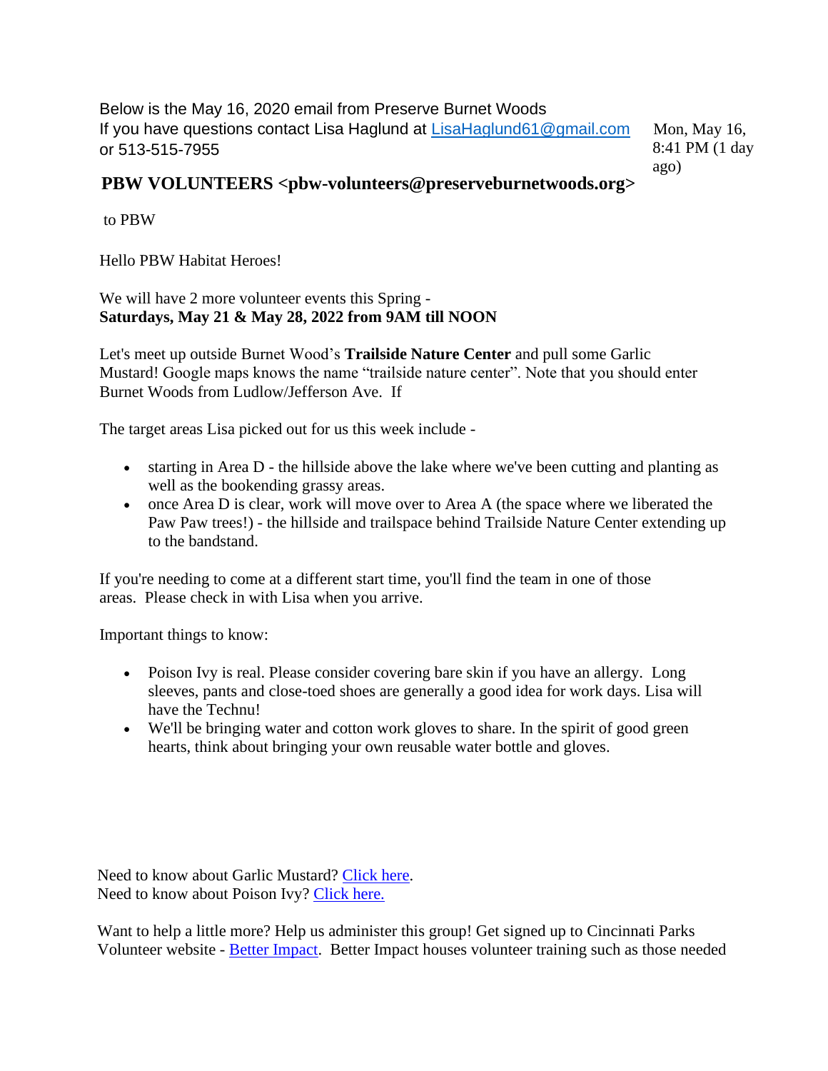Below is the May 16, 2020 email from Preserve Burnet Woods
If you have questions contact Lisa Haglund at [LisaHaglund61@gmail.com](mailto:LisaHaglund61@gmail.com) or 513-515-7955

Mon, May 16, 8:41 PM (1 day ago)

**PBW VOLUNTEERS <pbw-volunteers@preserveburnetwoods.org>**

to PBW

Hello PBW Habitat Heroes!

We will have 2 more volunteer events this Spring -
**Saturdays, May 21 & May 28, 2022 from 9AM till NOON**

Let's meet up outside Burnet Wood's **Trailside Nature Center** and pull some Garlic Mustard! Google maps knows the name "trailside nature center". Note that you should enter Burnet Woods from Ludlow/Jefferson Ave. If

The target areas Lisa picked out for us this week include -

- starting in Area D - the hillside above the lake where we've been cutting and planting as well as the bookending grassy areas.
- once Area D is clear, work will move over to Area A (the space where we liberated the Paw Paw trees!) - the hillside and trailspace behind Trailside Nature Center extending up to the bandstand.

If you're needing to come at a different start time, you'll find the team in one of those areas. Please check in with Lisa when you arrive.

Important things to know:

- Poison Ivy is real. Please consider covering bare skin if you have an allergy. Long sleeves, pants and close-toed shoes are generally a good idea for work days. Lisa will have the Technu!
- We'll be bringing water and cotton work gloves to share. In the spirit of good green hearts, think about bringing your own reusable water bottle and gloves.

Need to know about Garlic Mustard? [Click here](#).
Need to know about Poison Ivy? [Click here.](#)

Want to help a little more? Help us administer this group! Get signed up to Cincinnati Parks Volunteer website - [Better Impact](#). Better Impact houses volunteer training such as those needed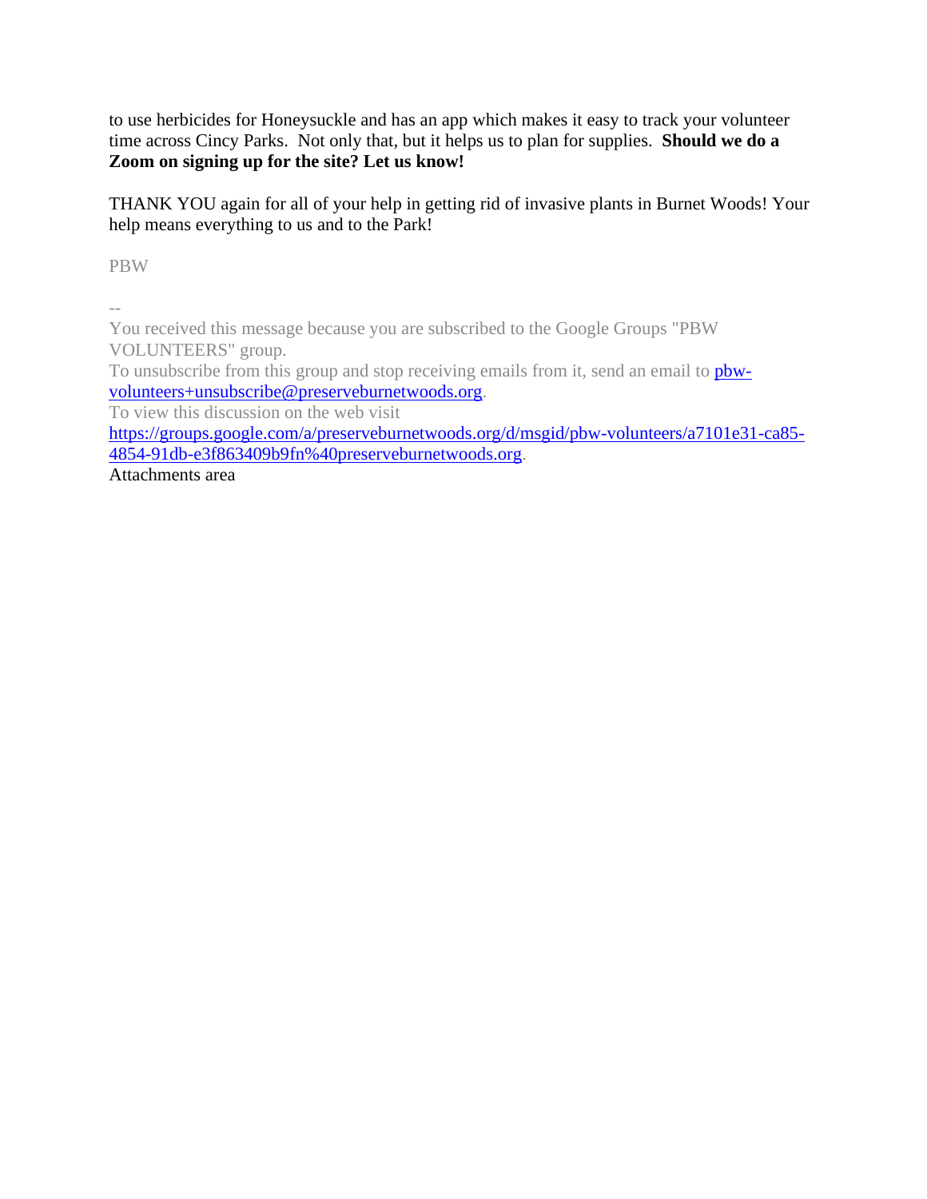to use herbicides for Honeysuckle and has an app which makes it easy to track your volunteer time across Cincy Parks.  Not only that, but it helps us to plan for supplies.  **Should we do a Zoom on signing up for the site? Let us know!**

THANK YOU again for all of your help in getting rid of invasive plants in Burnet Woods! Your help means everything to us and to the Park!

PBW

--
You received this message because you are subscribed to the Google Groups "PBW VOLUNTEERS" group.
To unsubscribe from this group and stop receiving emails from it, send an email to [pbw-volunteers+unsubscribe@preserveburnetwoods.org](mailto:pbw-volunteers+unsubscribe@preserveburnetwoods.org).
To view this discussion on the web visit [https://groups.google.com/a/preserveburnetwoods.org/d/msgid/pbw-volunteers/a7101e31-ca85-4854-91db-e3f863409b9fn%40preserveburnetwoods.org](https://groups.google.com/a/preserveburnetwoods.org/d/msgid/pbw-volunteers/a7101e31-ca85-4854-91db-e3f863409b9fn%40preserveburnetwoods.org).
Attachments area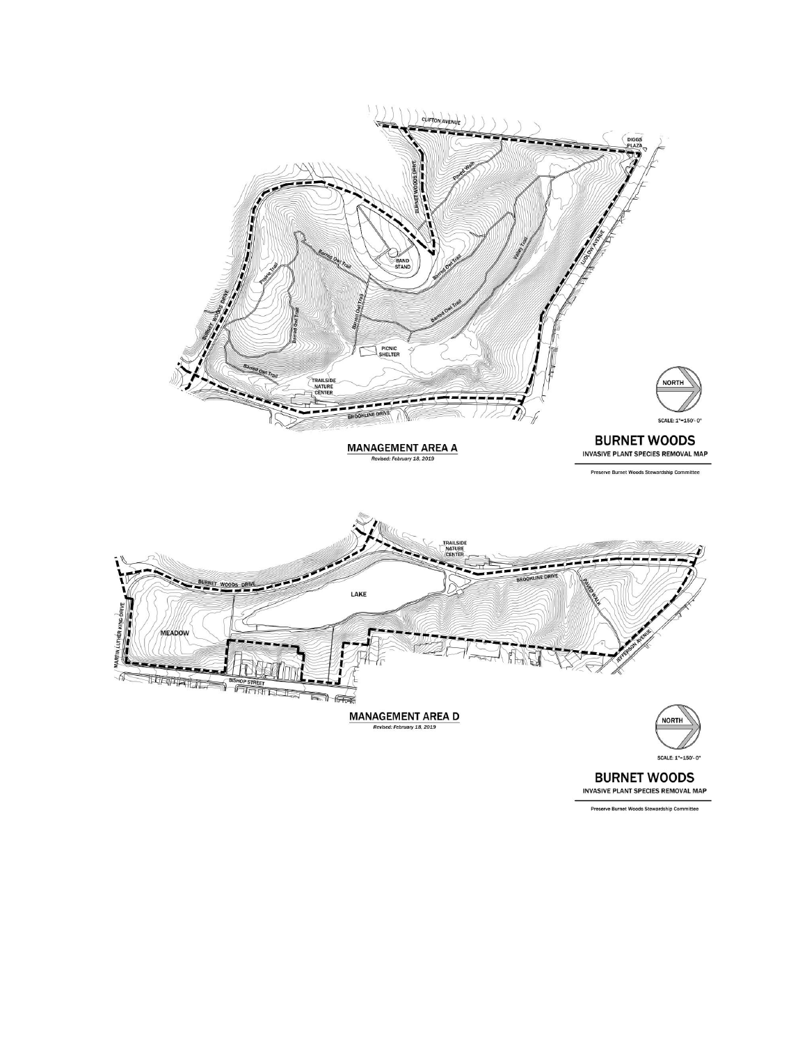CLIFTON AVENUE

DIGGS PLAZA

BURNET WOODS DRIVE

Paved Walk

BAND STAND

Barred Owl Trail

Prairie Trail

Valley Trail

LUDLOW AVENUE

PICNIC SHELTER

TRAILSIDE NATURE CENTER

BROOKLINE DRIVE

NORTH

SCALE: 1"=150'-0"

**MANAGEMENT AREA A**

*Revised: February 18, 2019*

**BURNET WOODS**

INVASIVE PLANT SPECIES REMOVAL MAP

Preserve Burnet Woods Stewardship Committee

TRAILSIDE NATURE CENTER

BURNET WOODS DRIVE

BROOKLINE DRIVE

PAVED WALK

LAKE

MARTIN LUTHER KING DRIVE

MEADOW

JEFFERSON AVENUE

BISHOP STREET

**MANAGEMENT AREA D**

*Revised: February 18, 2019*

NORTH

SCALE: 1"=150'-0"

**BURNET WOODS**

INVASIVE PLANT SPECIES REMOVAL MAP

Preserve Burnet Woods Stewardship Committee